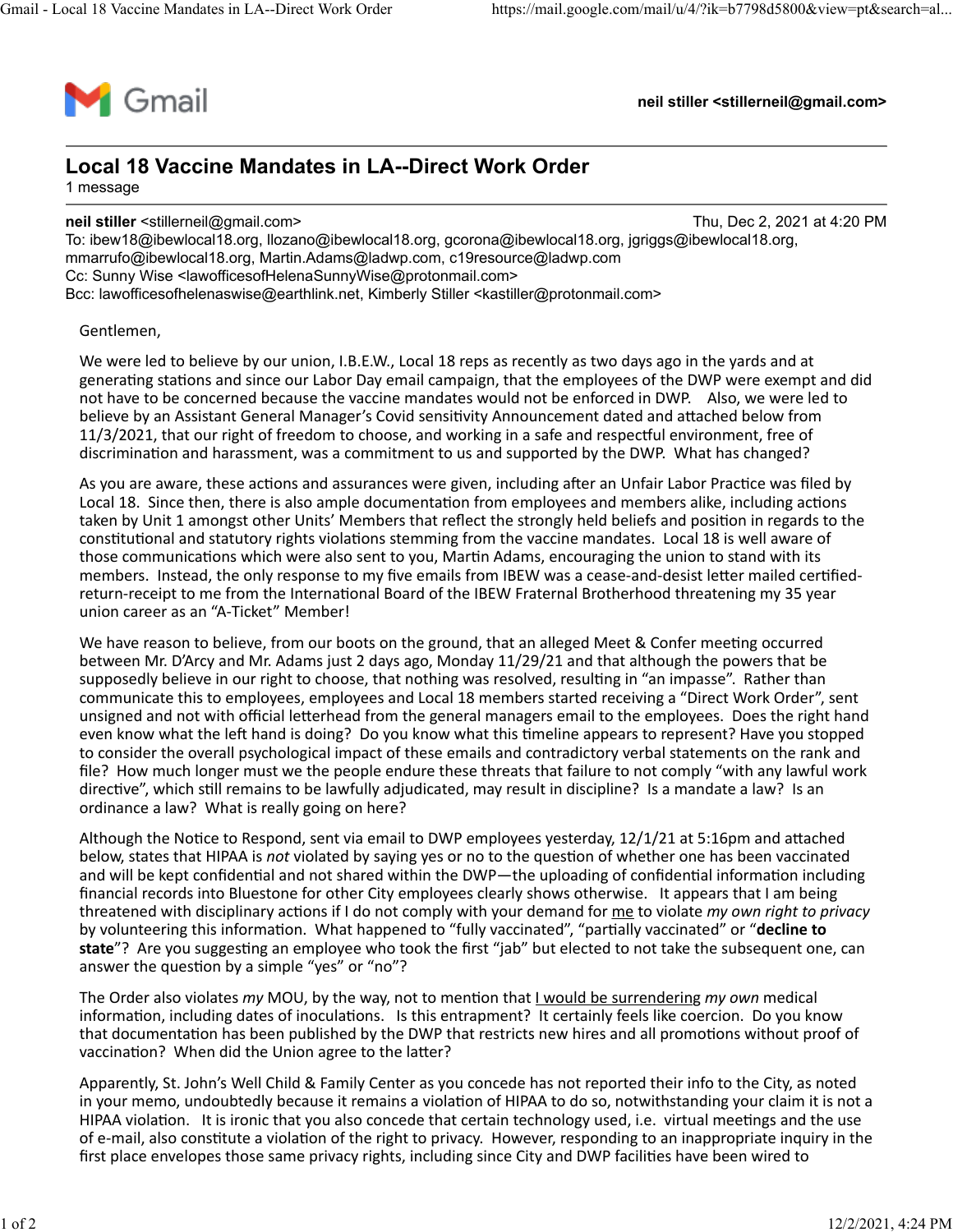Gmail

**neil stiller <stillerneil@gmail.com>**

# Local 18 Vaccine Mandates in LA--Direct Work Order

1 message

**neil stiller** <stillerneil@gmail.com> Thu, Dec 2, 2021 at 4:20 PM
To: ibew18@ibewlocal18.org, llozano@ibewlocal18.org, gcorona@ibewlocal18.org, jgriggs@ibewlocal18.org, mmarrufo@ibewlocal18.org, Martin.Adams@ladwp.com, c19resource@ladwp.com
Cc: Sunny Wise <lawofficesofHelenaSunnyWise@protonmail.com>
Bcc: lawofficesofhelenaswise@earthlink.net, Kimberly Stiller <kastiller@protonmail.com>

Gentlemen,

We were led to believe by our union, I.B.E.W., Local 18 reps as recently as two days ago in the yards and at generating stations and since our Labor Day email campaign, that the employees of the DWP were exempt and did not have to be concerned because the vaccine mandates would not be enforced in DWP. Also, we were led to believe by an Assistant General Manager's Covid sensitivity Announcement dated and attached below from 11/3/2021, that our right of freedom to choose, and working in a safe and respectful environment, free of discrimination and harassment, was a commitment to us and supported by the DWP. What has changed?

As you are aware, these actions and assurances were given, including after an Unfair Labor Practice was filed by Local 18. Since then, there is also ample documentation from employees and members alike, including actions taken by Unit 1 amongst other Units' Members that reflect the strongly held beliefs and position in regards to the constitutional and statutory rights violations stemming from the vaccine mandates. Local 18 is well aware of those communications which were also sent to you, Martin Adams, encouraging the union to stand with its members. Instead, the only response to my five emails from IBEW was a cease-and-desist letter mailed certified-return-receipt to me from the International Board of the IBEW Fraternal Brotherhood threatening my 35 year union career as an "A-Ticket" Member!

We have reason to believe, from our boots on the ground, that an alleged Meet & Confer meeting occurred between Mr. D'Arcy and Mr. Adams just 2 days ago, Monday 11/29/21 and that although the powers that be supposedly believe in our right to choose, that nothing was resolved, resulting in "an impasse". Rather than communicate this to employees, employees and Local 18 members started receiving a "Direct Work Order", sent unsigned and not with official letterhead from the general managers email to the employees. Does the right hand even know what the left hand is doing? Do you know what this timeline appears to represent? Have you stopped to consider the overall psychological impact of these emails and contradictory verbal statements on the rank and file? How much longer must we the people endure these threats that failure to not comply "with any lawful work directive", which still remains to be lawfully adjudicated, may result in discipline? Is a mandate a law? Is an ordinance a law? What is really going on here?

Although the Notice to Respond, sent via email to DWP employees yesterday, 12/1/21 at 5:16pm and attached below, states that HIPAA is *not* violated by saying yes or no to the question of whether one has been vaccinated and will be kept confidential and not shared within the DWP—the uploading of confidential information including financial records into Bluestone for other City employees clearly shows otherwise. It appears that I am being threatened with disciplinary actions if I do not comply with your demand for <u>me</u> to violate *my own right to privacy* by volunteering this information. What happened to "fully vaccinated", "partially vaccinated" or "**decline to state**"? Are you suggesting an employee who took the first "jab" but elected to not take the subsequent one, can answer the question by a simple "yes" or "no"?

The Order also violates *my* MOU, by the way, not to mention that <u>I would be surrendering</u> *my own* medical information, including dates of inoculations. Is this entrapment? It certainly feels like coercion. Do you know that documentation has been published by the DWP that restricts new hires and all promotions without proof of vaccination? When did the Union agree to the latter?

Apparently, St. John's Well Child & Family Center as you concede has not reported their info to the City, as noted in your memo, undoubtedly because it remains a violation of HIPAA to do so, notwithstanding your claim it is not a HIPAA violation. It is ironic that you also concede that certain technology used, i.e. virtual meetings and the use of e-mail, also constitute a violation of the right to privacy. However, responding to an inappropriate inquiry in the first place envelopes those same privacy rights, including since City and DWP facilities have been wired to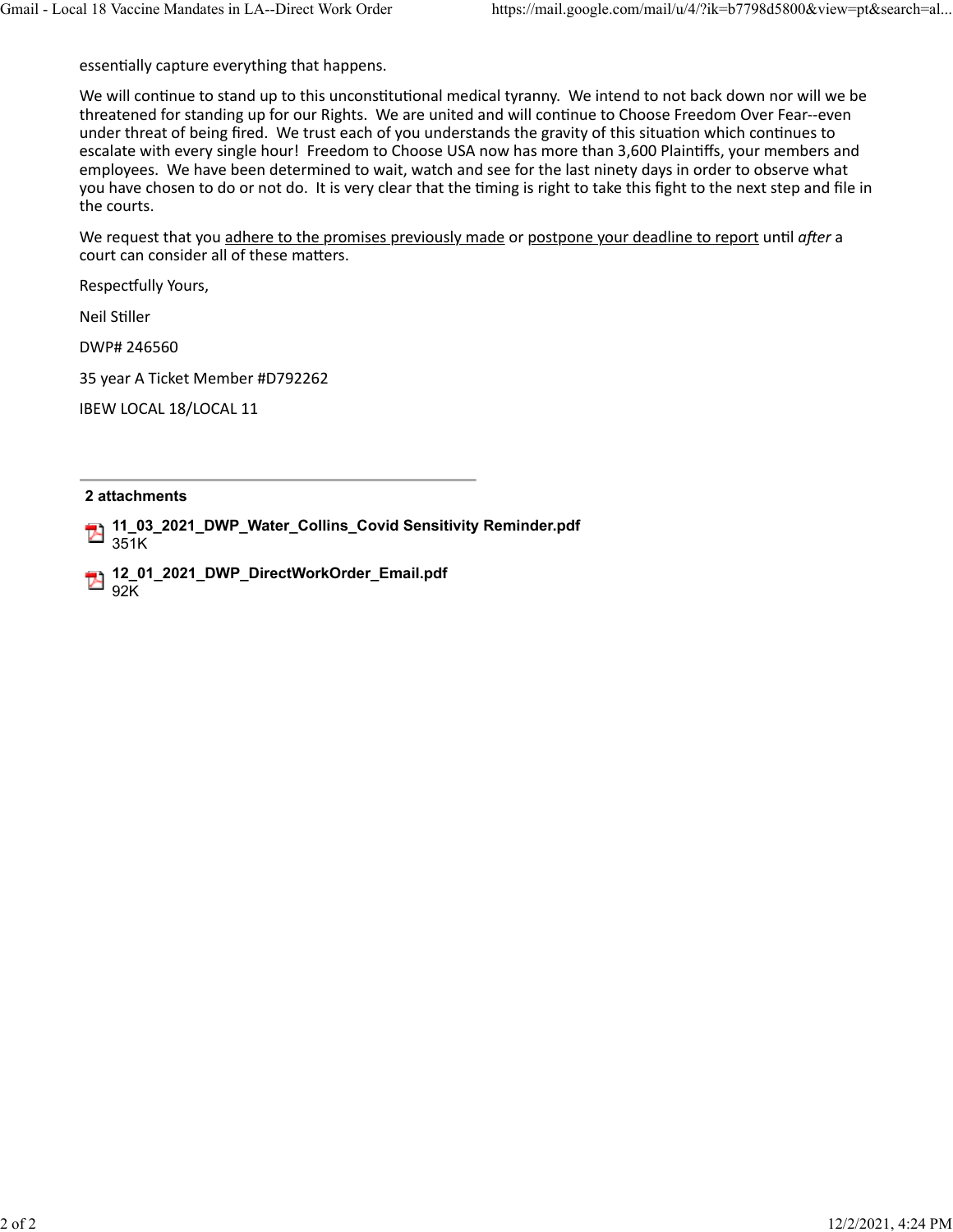essentially capture everything that happens.

We will continue to stand up to this unconstitutional medical tyranny. We intend to not back down nor will we be threatened for standing up for our Rights. We are united and will continue to Choose Freedom Over Fear--even under threat of being fired. We trust each of you understands the gravity of this situation which continues to escalate with every single hour! Freedom to Choose USA now has more than 3,600 Plaintiffs, your members and employees. We have been determined to wait, watch and see for the last ninety days in order to observe what you have chosen to do or not do. It is very clear that the timing is right to take this fight to the next step and file in the courts.

We request that you adhere to the promises previously made or postpone your deadline to report until *after* a court can consider all of these matters.

Respectfully Yours,

Neil Stiller

DWP# 246560

35 year A Ticket Member #D792262

IBEW LOCAL 18/LOCAL 11

---

**2 attachments**

- **11_03_2021_DWP_Water_Collins_Covid Sensitivity Reminder.pdf**
  351K

- **12_01_2021_DWP_DirectWorkOrder_Email.pdf**
  92K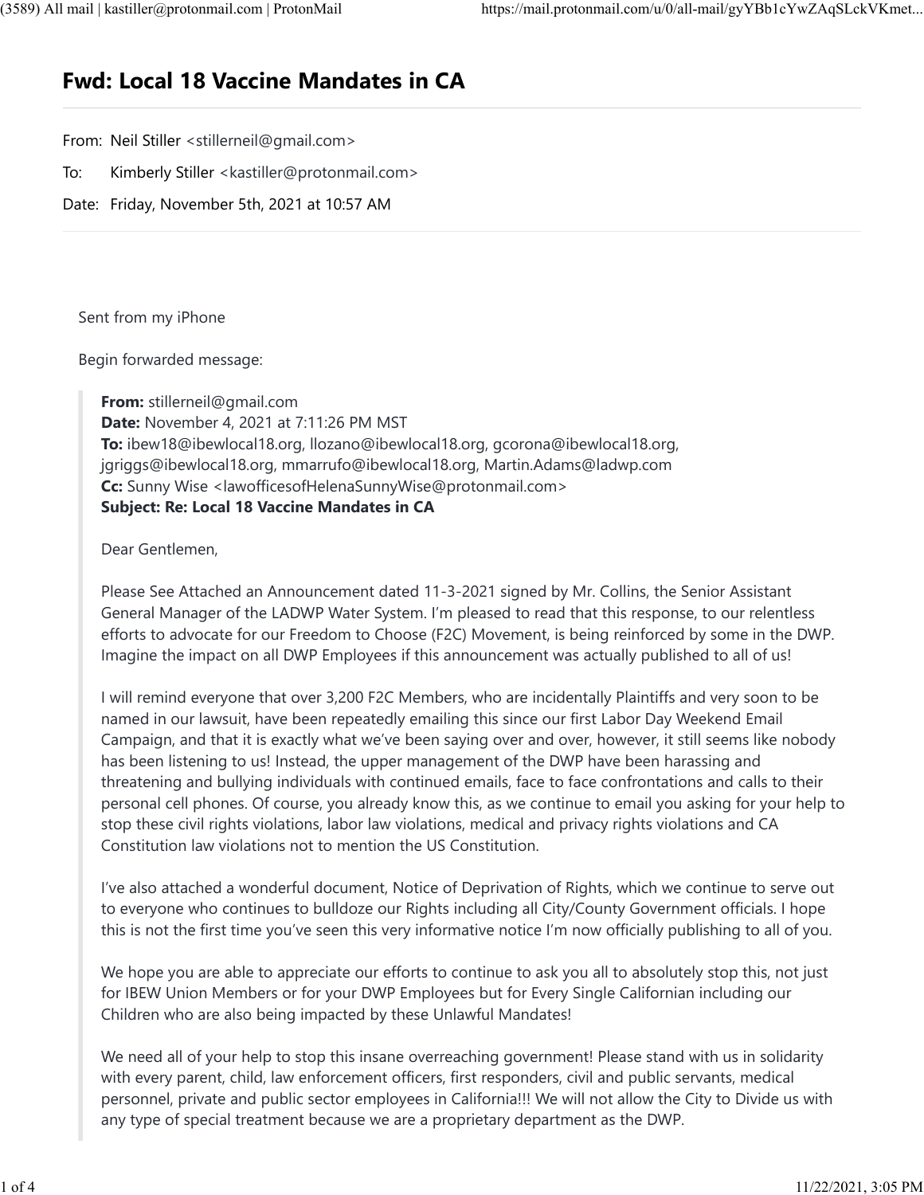# Fwd: Local 18 Vaccine Mandates in CA

From: Neil Stiller <stillerneil@gmail.com>

To: Kimberly Stiller <kastiller@protonmail.com>

Date: Friday, November 5th, 2021 at 10:57 AM

Sent from my iPhone

Begin forwarded message:

> **From:** stillerneil@gmail.com
> **Date:** November 4, 2021 at 7:11:26 PM MST
> **To:** ibew18@ibewlocal18.org, llozano@ibewlocal18.org, gcorona@ibewlocal18.org, jgriggs@ibewlocal18.org, mmarrufo@ibewlocal18.org, Martin.Adams@ladwp.com
> **Cc:** Sunny Wise <lawofficesofHelenaSunnyWise@protonmail.com>
> **Subject: Re: Local 18 Vaccine Mandates in CA**
>
> Dear Gentlemen,
>
> Please See Attached an Announcement dated 11-3-2021 signed by Mr. Collins, the Senior Assistant General Manager of the LADWP Water System. I'm pleased to read that this response, to our relentless efforts to advocate for our Freedom to Choose (F2C) Movement, is being reinforced by some in the DWP. Imagine the impact on all DWP Employees if this announcement was actually published to all of us!
>
> I will remind everyone that over 3,200 F2C Members, who are incidentally Plaintiffs and very soon to be named in our lawsuit, have been repeatedly emailing this since our first Labor Day Weekend Email Campaign, and that it is exactly what we've been saying over and over, however, it still seems like nobody has been listening to us! Instead, the upper management of the DWP have been harassing and threatening and bullying individuals with continued emails, face to face confrontations and calls to their personal cell phones. Of course, you already know this, as we continue to email you asking for your help to stop these civil rights violations, labor law violations, medical and privacy rights violations and CA Constitution law violations not to mention the US Constitution.
>
> I've also attached a wonderful document, Notice of Deprivation of Rights, which we continue to serve out to everyone who continues to bulldoze our Rights including all City/County Government officials. I hope this is not the first time you've seen this very informative notice I'm now officially publishing to all of you.
>
> We hope you are able to appreciate our efforts to continue to ask you all to absolutely stop this, not just for IBEW Union Members or for your DWP Employees but for Every Single Californian including our Children who are also being impacted by these Unlawful Mandates!
>
> We need all of your help to stop this insane overreaching government! Please stand with us in solidarity with every parent, child, law enforcement officers, first responders, civil and public servants, medical personnel, private and public sector employees in California!!! We will not allow the City to Divide us with any type of special treatment because we are a proprietary department as the DWP.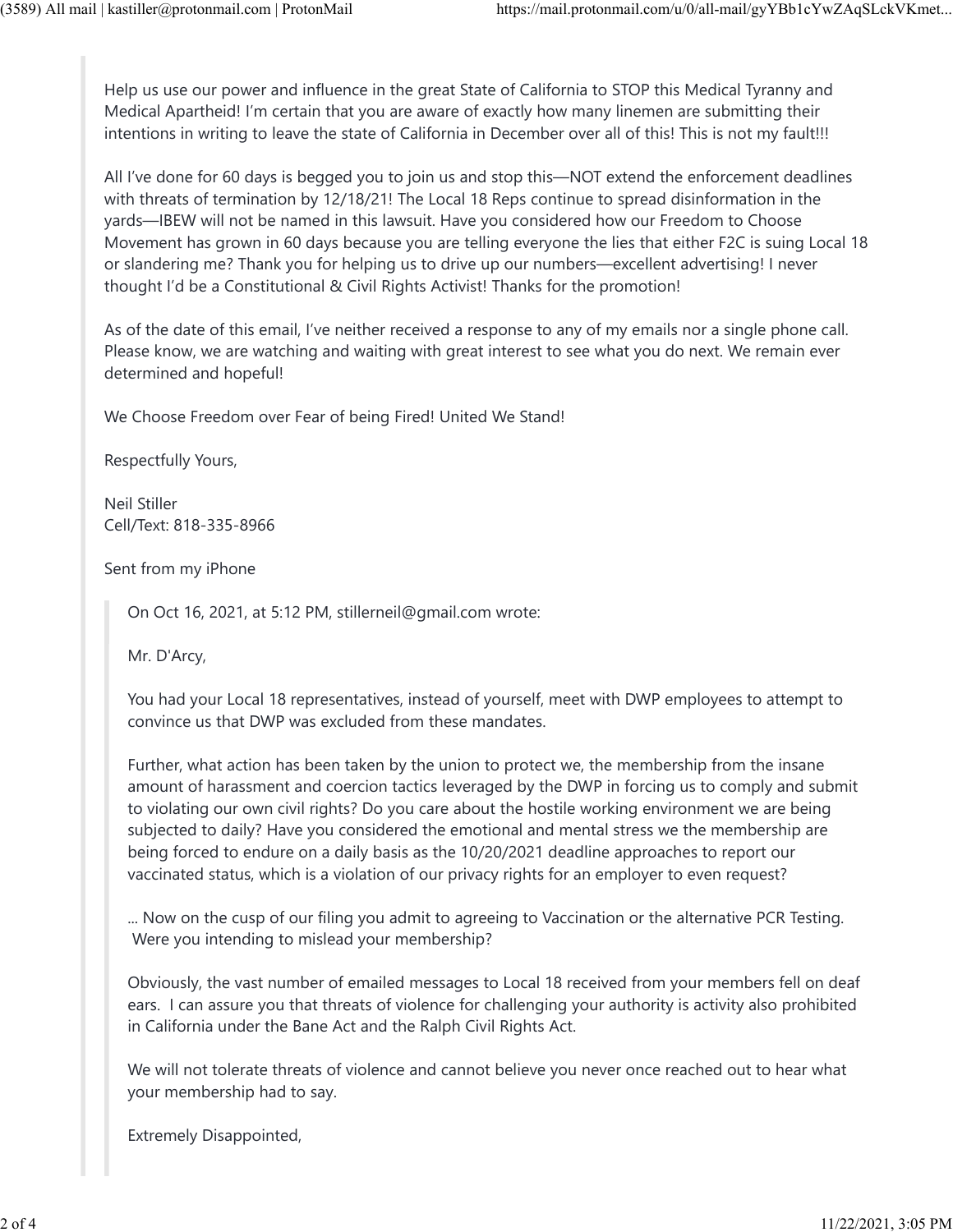Help us use our power and influence in the great State of California to STOP this Medical Tyranny and Medical Apartheid! I'm certain that you are aware of exactly how many linemen are submitting their intentions in writing to leave the state of California in December over all of this! This is not my fault!!!

All I've done for 60 days is begged you to join us and stop this—NOT extend the enforcement deadlines with threats of termination by 12/18/21! The Local 18 Reps continue to spread disinformation in the yards—IBEW will not be named in this lawsuit. Have you considered how our Freedom to Choose Movement has grown in 60 days because you are telling everyone the lies that either F2C is suing Local 18 or slandering me? Thank you for helping us to drive up our numbers—excellent advertising! I never thought I'd be a Constitutional & Civil Rights Activist! Thanks for the promotion!

As of the date of this email, I've neither received a response to any of my emails nor a single phone call. Please know, we are watching and waiting with great interest to see what you do next. We remain ever determined and hopeful!

We Choose Freedom over Fear of being Fired! United We Stand!

Respectfully Yours,

Neil Stiller
Cell/Text: 818-335-8966

Sent from my iPhone

> On Oct 16, 2021, at 5:12 PM, stillerneil@gmail.com wrote:
>
> Mr. D'Arcy,
>
> You had your Local 18 representatives, instead of yourself, meet with DWP employees to attempt to convince us that DWP was excluded from these mandates.
>
> Further, what action has been taken by the union to protect we, the membership from the insane amount of harassment and coercion tactics leveraged by the DWP in forcing us to comply and submit to violating our own civil rights? Do you care about the hostile working environment we are being subjected to daily? Have you considered the emotional and mental stress we the membership are being forced to endure on a daily basis as the 10/20/2021 deadline approaches to report our vaccinated status, which is a violation of our privacy rights for an employer to even request?
>
> ... Now on the cusp of our filing you admit to agreeing to Vaccination or the alternative PCR Testing. Were you intending to mislead your membership?
>
> Obviously, the vast number of emailed messages to Local 18 received from your members fell on deaf ears. I can assure you that threats of violence for challenging your authority is activity also prohibited in California under the Bane Act and the Ralph Civil Rights Act.
>
> We will not tolerate threats of violence and cannot believe you never once reached out to hear what your membership had to say.
>
> Extremely Disappointed,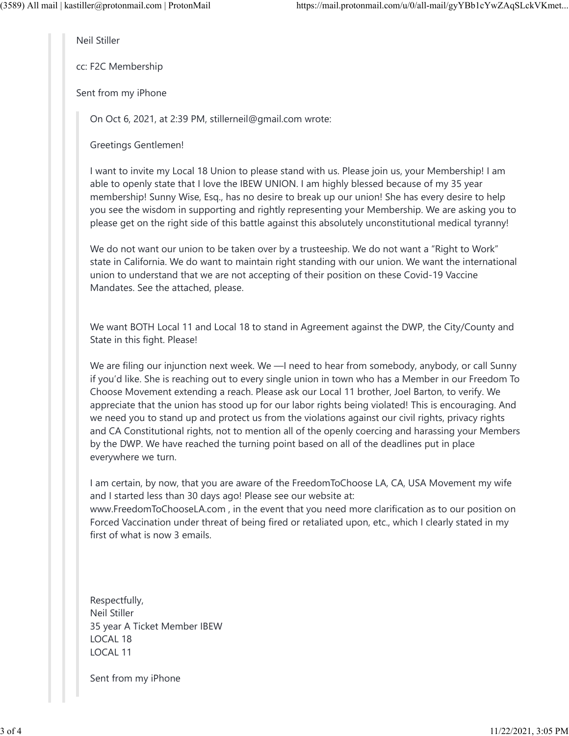Neil Stiller

cc: F2C Membership

Sent from my iPhone

> On Oct 6, 2021, at 2:39 PM, stillerneil@gmail.com wrote:
>
> Greetings Gentlemen!
>
> I want to invite my Local 18 Union to please stand with us. Please join us, your Membership! I am able to openly state that I love the IBEW UNION. I am highly blessed because of my 35 year membership! Sunny Wise, Esq., has no desire to break up our union! She has every desire to help you see the wisdom in supporting and rightly representing your Membership. We are asking you to please get on the right side of this battle against this absolutely unconstitutional medical tyranny!
>
> We do not want our union to be taken over by a trusteeship. We do not want a "Right to Work" state in California. We do want to maintain right standing with our union. We want the international union to understand that we are not accepting of their position on these Covid-19 Vaccine Mandates. See the attached, please.
>
> We want BOTH Local 11 and Local 18 to stand in Agreement against the DWP, the City/County and State in this fight. Please!
>
> We are filing our injunction next week. We —I need to hear from somebody, anybody, or call Sunny if you'd like. She is reaching out to every single union in town who has a Member in our Freedom To Choose Movement extending a reach. Please ask our Local 11 brother, Joel Barton, to verify. We appreciate that the union has stood up for our labor rights being violated! This is encouraging. And we need you to stand up and protect us from the violations against our civil rights, privacy rights and CA Constitutional rights, not to mention all of the openly coercing and harassing your Members by the DWP. We have reached the turning point based on all of the deadlines put in place everywhere we turn.
>
> I am certain, by now, that you are aware of the FreedomToChoose LA, CA, USA Movement my wife and I started less than 30 days ago! Please see our website at:
> www.FreedomToChooseLA.com , in the event that you need more clarification as to our position on Forced Vaccination under threat of being fired or retaliated upon, etc., which I clearly stated in my first of what is now 3 emails.
>
> Respectfully,
> Neil Stiller
> 35 year A Ticket Member IBEW
> LOCAL 18
> LOCAL 11
>
> Sent from my iPhone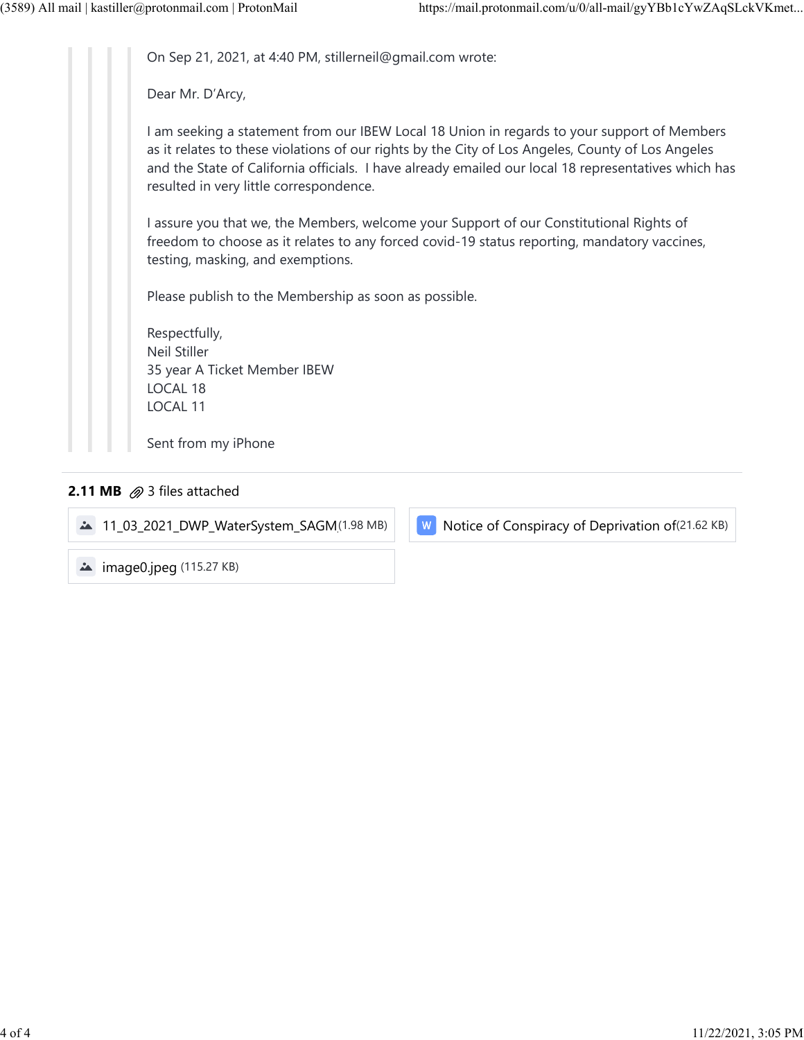On Sep 21, 2021, at 4:40 PM, stillerneil@gmail.com wrote:

Dear Mr. D'Arcy,

I am seeking a statement from our IBEW Local 18 Union in regards to your support of Members as it relates to these violations of our rights by the City of Los Angeles, County of Los Angeles and the State of California officials. I have already emailed our local 18 representatives which has resulted in very little correspondence.

I assure you that we, the Members, welcome your Support of our Constitutional Rights of freedom to choose as it relates to any forced covid-19 status reporting, mandatory vaccines, testing, masking, and exemptions.

Please publish to the Membership as soon as possible.

Respectfully,
Neil Stiller
35 year A Ticket Member IBEW
LOCAL 18
LOCAL 11

Sent from my iPhone

**2.11 MB** 3 files attached

- 11_03_2021_DWP_WaterSystem_SAGM (1.98 MB)
- Notice of Conspiracy of Deprivation of (21.62 KB)
- image0.jpeg (115.27 KB)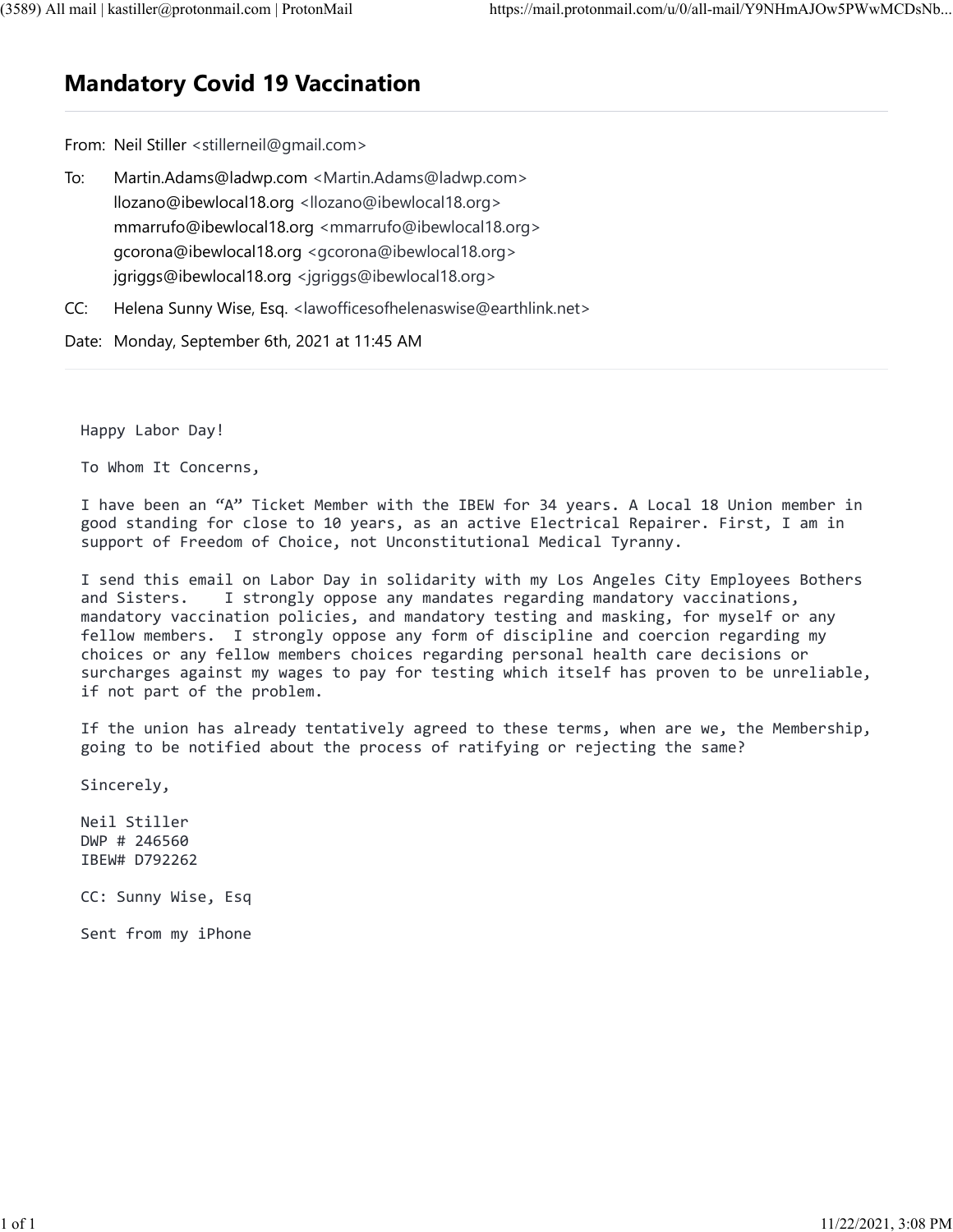# Mandatory Covid 19 Vaccination

From: Neil Stiller <stillerneil@gmail.com>

To: Martin.Adams@ladwp.com <Martin.Adams@ladwp.com>
llozano@ibewlocal18.org <llozano@ibewlocal18.org>
mmarrufo@ibewlocal18.org <mmarrufo@ibewlocal18.org>
gcorona@ibewlocal18.org <gcorona@ibewlocal18.org>
jgriggs@ibewlocal18.org <jgriggs@ibewlocal18.org>

CC: Helena Sunny Wise, Esq. <lawofficesofhelenaswise@earthlink.net>

Date: Monday, September 6th, 2021 at 11:45 AM

---

Happy Labor Day!

To Whom It Concerns,

I have been an “A” Ticket Member with the IBEW for 34 years. A Local 18 Union member in good standing for close to 10 years, as an active Electrical Repairer. First, I am in support of Freedom of Choice, not Unconstitutional Medical Tyranny.

I send this email on Labor Day in solidarity with my Los Angeles City Employees Bothers and Sisters.    I strongly oppose any mandates regarding mandatory vaccinations, mandatory vaccination policies, and mandatory testing and masking, for myself or any fellow members.  I strongly oppose any form of discipline and coercion regarding my choices or any fellow members choices regarding personal health care decisions or surcharges against my wages to pay for testing which itself has proven to be unreliable, if not part of the problem.

If the union has already tentatively agreed to these terms, when are we, the Membership, going to be notified about the process of ratifying or rejecting the same?

Sincerely,

Neil Stiller
DWP # 246560
IBEW# D792262

CC: Sunny Wise, Esq

Sent from my iPhone